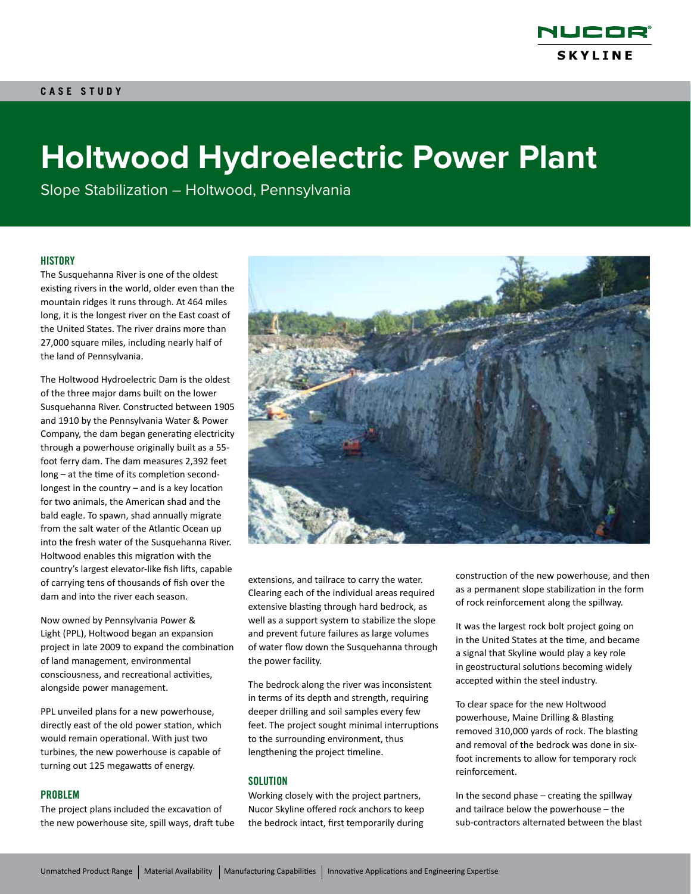CASE STUDY

# Holtwood Hydroelectric Power Plant

Slope Stabilization – Holtwood, Pennsylvania

## HISTORY

The Susquehanna River is one of the oldest existing rivers in the world, older even than the mountain ridges it runs through. At 464 miles long, it is the longest river on the East coast of the United States. The river drains more than 27,000 square miles, including nearly half of the land of Pennsylvania.

The Holtwood Hydroelectric Dam is the oldest of the three major dams built on the lower Susquehanna River. Constructed between 1905 and 1910 by the Pennsylvania Water & Power Company, the dam began generating electricity through a powerhouse originally built as a 55-foot ferry dam. The dam measures 2,392 feet long – at the time of its completion second-longest in the country – and is a key location for two animals, the American shad and the bald eagle. To spawn, shad annually migrate from the salt water of the Atlantic Ocean up into the fresh water of the Susquehanna River. Holtwood enables this migration with the country's largest elevator-like fish lifts, capable of carrying tens of thousands of fish over the dam and into the river each season.

Now owned by Pennsylvania Power & Light (PPL), Holtwood began an expansion project in late 2009 to expand the combination of land management, environmental consciousness, and recreational activities, alongside power management.

PPL unveiled plans for a new powerhouse, directly east of the old power station, which would remain operational. With just two turbines, the new powerhouse is capable of turning out 125 megawatts of energy.

## PROBLEM

The project plans included the excavation of the new powerhouse site, spill ways, draft tube extensions, and tailrace to carry the water. Clearing each of the individual areas required extensive blasting through hard bedrock, as well as a support system to stabilize the slope and prevent future failures as large volumes of water flow down the Susquehanna through the power facility.

The bedrock along the river was inconsistent in terms of its depth and strength, requiring deeper drilling and soil samples every few feet. The project sought minimal interruptions to the surrounding environment, thus lengthening the project timeline.

## SOLUTION

Working closely with the project partners, Nucor Skyline offered rock anchors to keep the bedrock intact, first temporarily during construction of the new powerhouse, and then as a permanent slope stabilization in the form of rock reinforcement along the spillway.

It was the largest rock bolt project going on in the United States at the time, and became a signal that Skyline would play a key role in geostructural solutions becoming widely accepted within the steel industry.

To clear space for the new Holtwood powerhouse, Maine Drilling & Blasting removed 310,000 yards of rock. The blasting and removal of the bedrock was done in six-foot increments to allow for temporary rock reinforcement.

In the second phase – creating the spillway and tailrace below the powerhouse – the sub-contractors alternated between the blast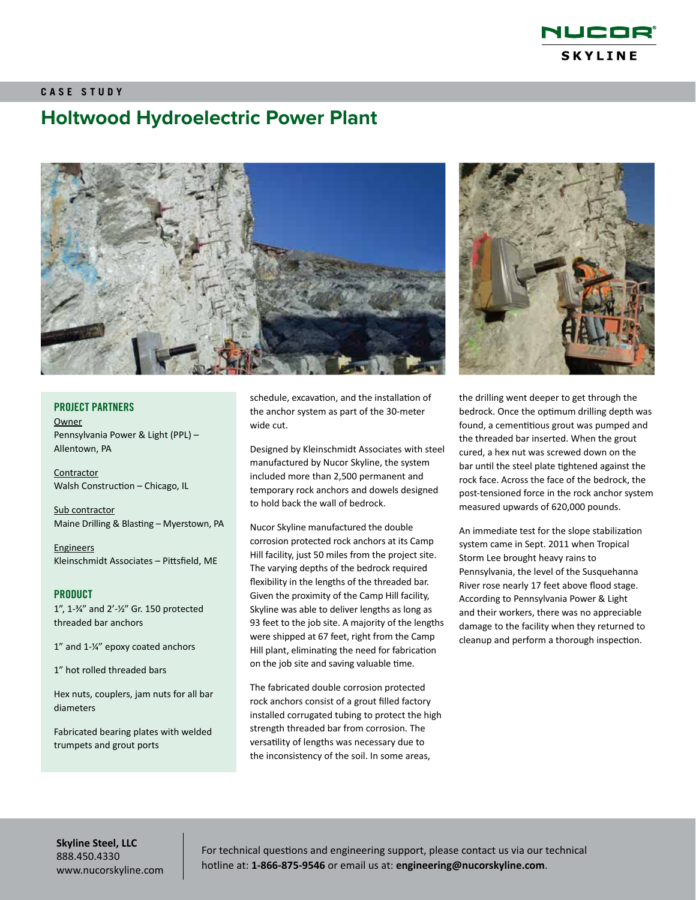CASE STUDY

# Holtwood Hydroelectric Power Plant

### PROJECT PARTNERS

Owner
Pennsylvania Power & Light (PPL) – Allentown, PA

Contractor
Walsh Construction – Chicago, IL

Sub contractor
Maine Drilling & Blasting – Myerstown, PA

Engineers
Kleinschmidt Associates – Pittsfield, ME

### PRODUCT

1", 1-¾" and 2'-½" Gr. 150 protected threaded bar anchors

1" and 1-¼" epoxy coated anchors

1" hot rolled threaded bars

Hex nuts, couplers, jam nuts for all bar diameters

Fabricated bearing plates with welded trumpets and grout ports

schedule, excavation, and the installation of the anchor system as part of the 30-meter wide cut.

Designed by Kleinschmidt Associates with steel manufactured by Nucor Skyline, the system included more than 2,500 permanent and temporary rock anchors and dowels designed to hold back the wall of bedrock.

Nucor Skyline manufactured the double corrosion protected rock anchors at its Camp Hill facility, just 50 miles from the project site. The varying depths of the bedrock required flexibility in the lengths of the threaded bar. Given the proximity of the Camp Hill facility, Skyline was able to deliver lengths as long as 93 feet to the job site. A majority of the lengths were shipped at 67 feet, right from the Camp Hill plant, eliminating the need for fabrication on the job site and saving valuable time.

The fabricated double corrosion protected rock anchors consist of a grout filled factory installed corrugated tubing to protect the high strength threaded bar from corrosion. The versatility of lengths was necessary due to the inconsistency of the soil. In some areas, the drilling went deeper to get through the bedrock. Once the optimum drilling depth was found, a cementitious grout was pumped and the threaded bar inserted. When the grout cured, a hex nut was screwed down on the bar until the steel plate tightened against the rock face. Across the face of the bedrock, the post-tensioned force in the rock anchor system measured upwards of 620,000 pounds.

An immediate test for the slope stabilization system came in Sept. 2011 when Tropical Storm Lee brought heavy rains to Pennsylvania, the level of the Susquehanna River rose nearly 17 feet above flood stage. According to Pennsylvania Power & Light and their workers, there was no appreciable damage to the facility when they returned to cleanup and perform a thorough inspection.

**Skyline Steel, LLC**
888.450.4330
www.nucorskyline.com

For technical questions and engineering support, please contact us via our technical hotline at: **1-866-875-9546** or email us at: **engineering@nucorskyline.com**.